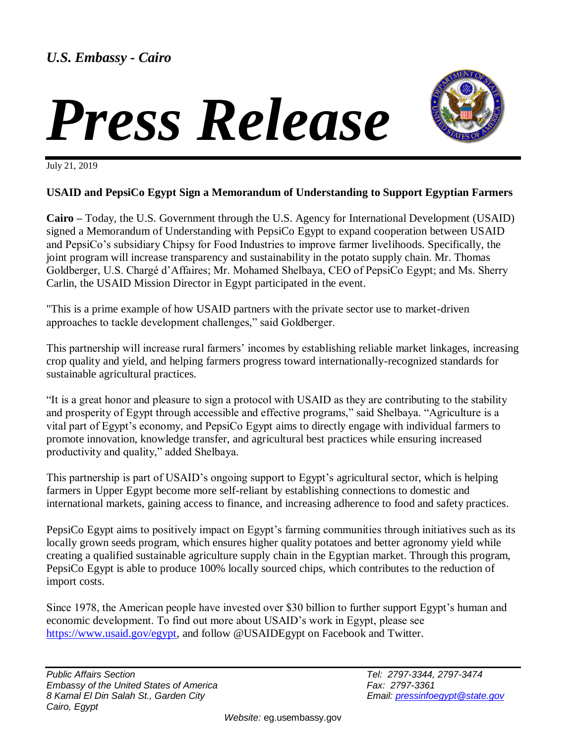*U.S. Embassy - Cairo*

# *Press Release*

July 21, 2019

**USAID and PepsiCo Egypt Sign a Memorandum of Understanding to Support Egyptian Farmers**

**Cairo –** Today, the U.S. Government through the U.S. Agency for International Development (USAID) signed a Memorandum of Understanding with PepsiCo Egypt to expand cooperation between USAID and PepsiCo's subsidiary Chipsy for Food Industries to improve farmer livelihoods. Specifically, the joint program will increase transparency and sustainability in the potato supply chain. Mr. Thomas Goldberger, U.S. Chargé d'Affaires; Mr. Mohamed Shelbaya, CEO of PepsiCo Egypt; and Ms. Sherry Carlin, the USAID Mission Director in Egypt participated in the event.

"This is a prime example of how USAID partners with the private sector use to market-driven approaches to tackle development challenges," said Goldberger.

This partnership will increase rural farmers' incomes by establishing reliable market linkages, increasing crop quality and yield, and helping farmers progress toward internationally-recognized standards for sustainable agricultural practices.

"It is a great honor and pleasure to sign a protocol with USAID as they are contributing to the stability and prosperity of Egypt through accessible and effective programs," said Shelbaya. "Agriculture is a vital part of Egypt's economy, and PepsiCo Egypt aims to directly engage with individual farmers to promote innovation, knowledge transfer, and agricultural best practices while ensuring increased productivity and quality," added Shelbaya.

This partnership is part of USAID's ongoing support to Egypt's agricultural sector, which is helping farmers in Upper Egypt become more self-reliant by establishing connections to domestic and international markets, gaining access to finance, and increasing adherence to food and safety practices.

PepsiCo Egypt aims to positively impact on Egypt's farming communities through initiatives such as its locally grown seeds program, which ensures higher quality potatoes and better agronomy yield while creating a qualified sustainable agriculture supply chain in the Egyptian market. Through this program, PepsiCo Egypt is able to produce 100% locally sourced chips, which contributes to the reduction of import costs.

Since 1978, the American people have invested over $30 billion to further support Egypt's human and economic development. To find out more about USAID's work in Egypt, please see https://www.usaid.gov/egypt, and follow @USAIDEgypt on Facebook and Twitter.

*Public Affairs Section*
*Embassy of the United States of America*
*8 Kamal El Din Salah St., Garden City*
*Cairo, Egypt*

*Tel: 2797-3344, 2797-3474*
*Fax: 2797-3361*
*Email: pressinfoegypt@state.gov*

*Website:* eg.usembassy.gov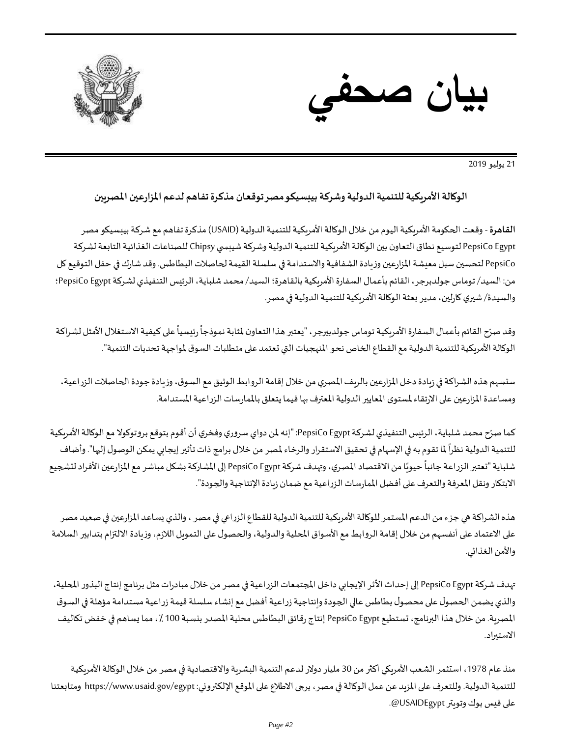# بيان صحفي

21 يوليو 2019

**الوكالة الأمريكية للتنمية الدولية وشركة بيبسيكو مصر توقعان مذكرة تفاهم لدعم المزارعين المصريين**

**القاهرة** - وقعت الحكومة الأمريكية اليوم من خلال الوكالة الأمريكية للتنمية الدولية (USAID) مذكرة تفاهم مع شركة بيبسيكو مصر PepsiCo Egypt لتوسيع نطاق التعاون بين الوكالة الأمريكية للتنمية الدولية وشركة شيبسي Chipsy للصناعات الغذائية التابعة لشركة PepsiCo لتحسين سبل معيشة المزارعين وزيادة الشفافية والاستدامة في سلسلة القيمة لحاصلات البطاطس. وقد شارك في حفل التوقيع كل من: السيد/ توماس جولدبرجر، القائم بأعمال السفارة الأمريكية بالقاهرة؛ السيد/ محمد شلباية، الرئيس التنفيذي لشركة PepsiCo Egypt؛ والسيدة/ شيري كارلين، مدير بعثة الوكالة الأمريكية للتنمية الدولية في مصر.

وقد صرّح القائم بأعمال السفارة الأمريكية توماس جولدبيرجر، "يعتبر هذا التعاون بمثابة نموذجاً رئيسياً على كيفية الاستغلال الأمثل لشراكة الوكالة الأمريكية للتنمية الدولية مع القطاع الخاص نحو المنهجيات التي تعتمد على متطلبات السوق لمواجهة تحديات التنمية".

ستسهم هذه الشراكة في زيادة دخل المزارعين بالريف المصري من خلال إقامة الروابط الوثيق مع السوق، وزيادة جودة الحاصلات الزراعية، ومساعدة المزارعين على الارتقاء لمستوى المعايير الدولية المعترف بها فيما يتعلق بالممارسات الزراعية المستدامة.

كما صرّح محمد شلباية، الرئيس التنفيذي لشركة PepsiCo Egypt: "إنه لمن دواي سروري وفخري أن أقوم بتوقيع بروتوكولا مع الوكالة الأمريكية للتنمية الدولية نظراً لما تقوم به في الإسهام في تحقيق الاستقرار والرخاء لمصر من خلال برامج ذات تأثير إيجابي يمكن الوصول إليها". وأضاف شلباية "تعتبر الزراعة جانباً حيويًا من الاقتصاد المصري، وتهدف شركة PepsiCo Egypt إلى المشاركة بشكل مباشر مع المزارعين الأفراد لتشجيع الابتكار ونقل المعرفة والتعرف على أفضل الممارسات الزراعية مع ضمان زيادة الإنتاجية والجودة".

هذه الشراكة هي جزء من الدعم المستمر للوكالة الأمريكية للتنمية الدولية للقطاع الزراعي في مصر ، والذي يساعد المزارعين في صعيد مصر على الاعتماد على أنفسهم من خلال إقامة الروابط مع الأسواق المحلية والدولية، والحصول على التمويل اللازم، وزيادة الالتزام بتدابير السلامة والأمن الغذائي.

تهدف شركة PepsiCo Egypt إلى إحداث الأثر الإيجابي داخل المجتمعات الزراعية في مصر من خلال مبادرات مثل برنامج إنتاج البذور المحلية، والذي يضمن الحصول على محصول بطاطس عالي الجودة وإنتاجية زراعية أفضل مع إنشاء سلسلة قيمة زراعية مستدامة مؤهلة في السوق المصرية. من خلال هذا البرنامج، تستطيع PepsiCo Egypt إنتاج رقائق البطاطس محلية المصدر بنسبة 100٪، مما يساهم في خفض تكاليف الاستيراد.

منذ عام 1978، استثمر الشعب الأمريكي أكثر من 30 مليار دولار لدعم التنمية البشرية والاقتصادية في مصر من خلال الوكالة الأمريكية للتنمية الدولية. وللتعرف على المزيد عن عمل الوكالة في مصر، يرجى الاطلاع على الموقع الإلكتروني: https://www.usaid.gov/egypt ومتابعتنا على فيس بوك وتويتر USAIDEgypt@.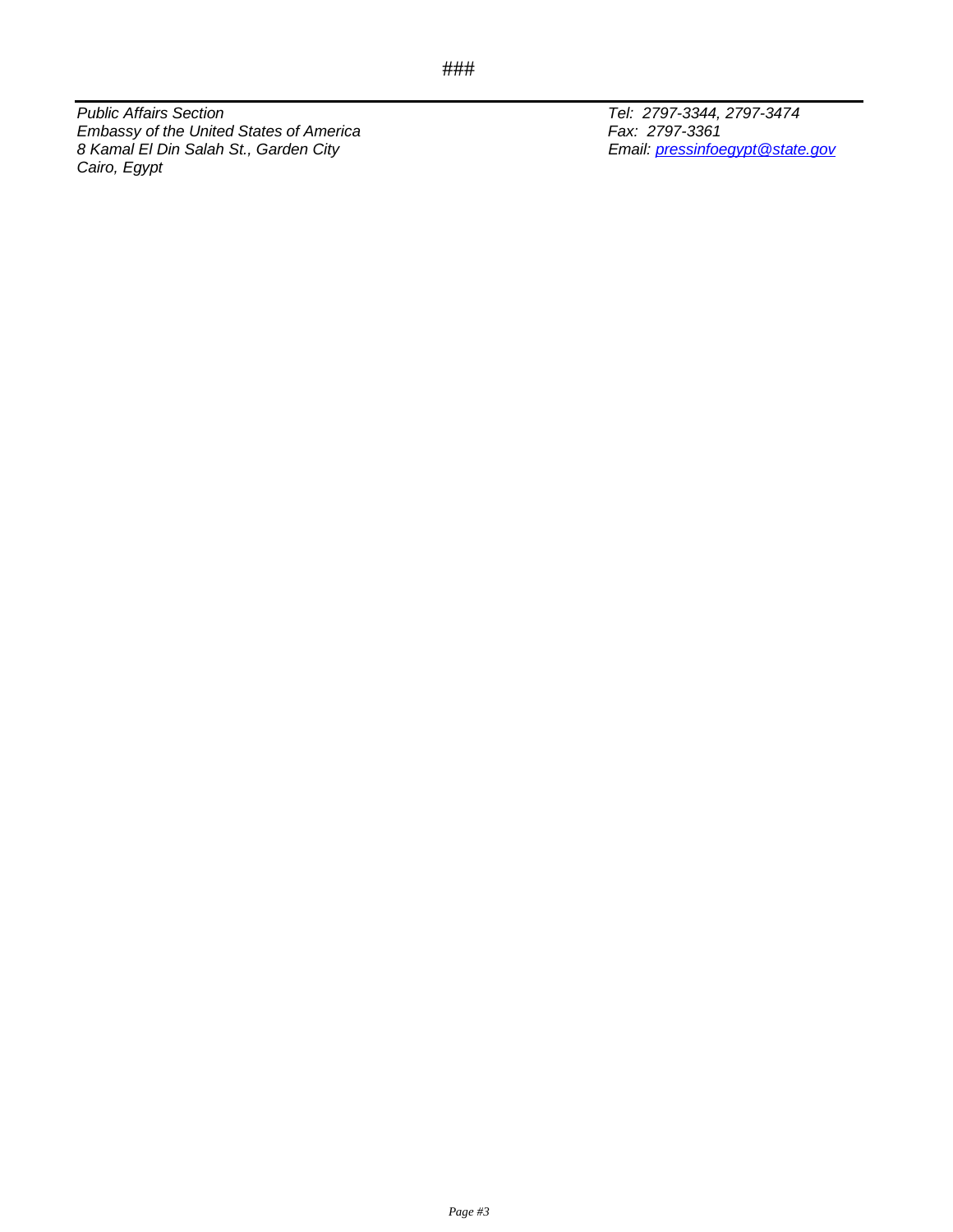###

---

*Public Affairs Section*
*Embassy of the United States of America*
*8 Kamal El Din Salah St., Garden City*
*Cairo, Egypt*

*Tel: 2797-3344, 2797-3474*
*Fax: 2797-3361*
*Email: pressinfoegypt@state.gov*